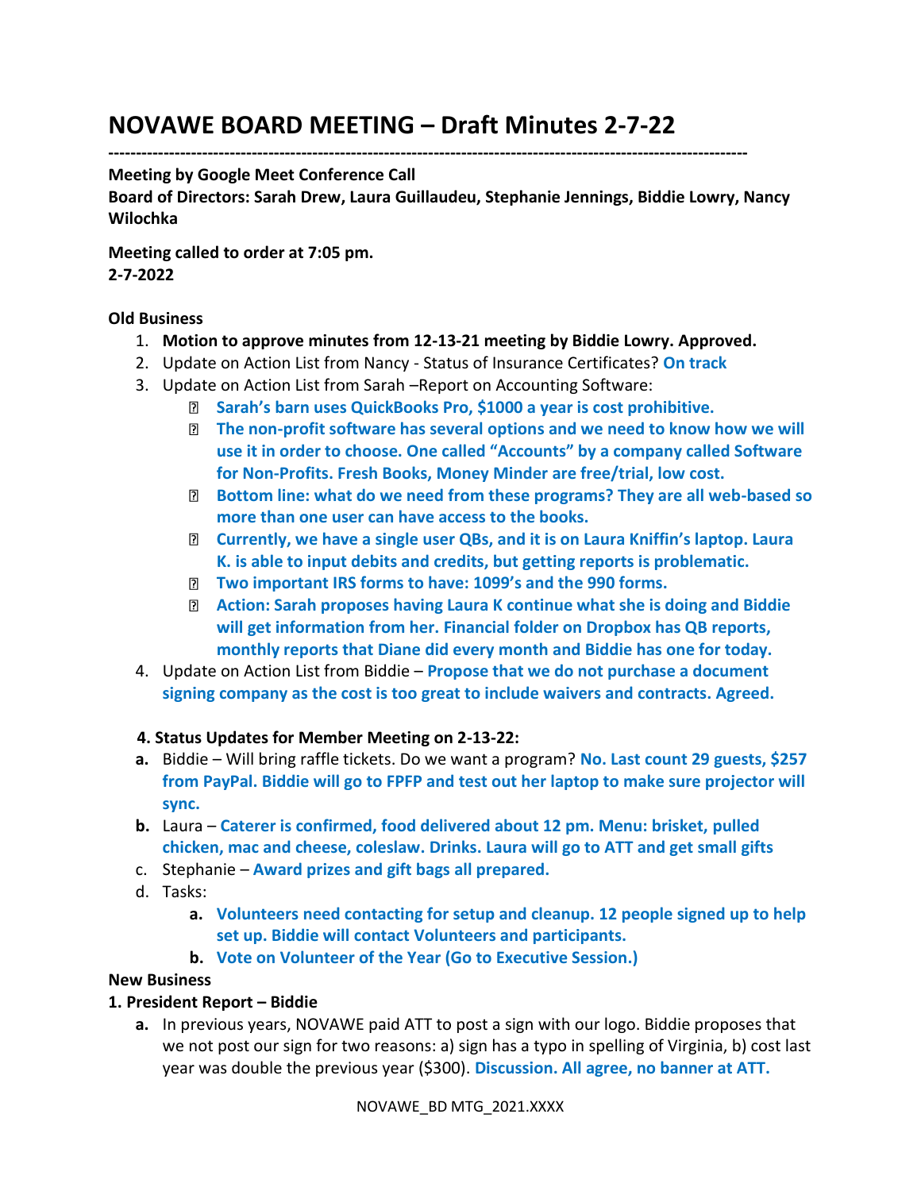# NOVAWE BOARD MEETING – Draft Minutes 2-7-22

---

**Meeting by Google Meet Conference Call**
**Board of Directors: Sarah Drew, Laura Guillaudeu, Stephanie Jennings, Biddie Lowry, Nancy Wilochka**

**Meeting called to order at 7:05 pm.**
**2-7-2022**

**Old Business**

1. **Motion to approve minutes from 12-13-21 meeting by Biddie Lowry. Approved.**
2. Update on Action List from Nancy - Status of Insurance Certificates? **On track**
3. Update on Action List from Sarah –Report on Accounting Software:
   - **Sarah's barn uses QuickBooks Pro, $1000 a year is cost prohibitive.**
   - **The non-profit software has several options and we need to know how we will use it in order to choose. One called "Accounts" by a company called Software for Non-Profits. Fresh Books, Money Minder are free/trial, low cost.**
   - **Bottom line: what do we need from these programs? They are all web-based so more than one user can have access to the books.**
   - **Currently, we have a single user QBs, and it is on Laura Kniffin's laptop. Laura K. is able to input debits and credits, but getting reports is problematic.**
   - **Two important IRS forms to have: 1099's and the 990 forms.**
   - **Action: Sarah proposes having Laura K continue what she is doing and Biddie will get information from her. Financial folder on Dropbox has QB reports, monthly reports that Diane did every month and Biddie has one for today.**
4. Update on Action List from Biddie – **Propose that we do not purchase a document signing company as the cost is too great to include waivers and contracts. Agreed.**

**4. Status Updates for Member Meeting on 2-13-22:**

- **a.** Biddie – Will bring raffle tickets. Do we want a program? **No. Last count 29 guests, $257 from PayPal. Biddie will go to FPFP and test out her laptop to make sure projector will sync.**
- **b.** Laura – **Caterer is confirmed, food delivered about 12 pm. Menu: brisket, pulled chicken, mac and cheese, coleslaw. Drinks. Laura will go to ATT and get small gifts**
- c. Stephanie – **Award prizes and gift bags all prepared.**
- d. Tasks:
  - **a. Volunteers need contacting for setup and cleanup. 12 people signed up to help set up. Biddie will contact Volunteers and participants.**
  - **b. Vote on Volunteer of the Year (Go to Executive Session.)**

**New Business**

**1. President Report – Biddie**

- **a.** In previous years, NOVAWE paid ATT to post a sign with our logo. Biddie proposes that we not post our sign for two reasons: a) sign has a typo in spelling of Virginia, b) cost last year was double the previous year ($300). **Discussion. All agree, no banner at ATT.**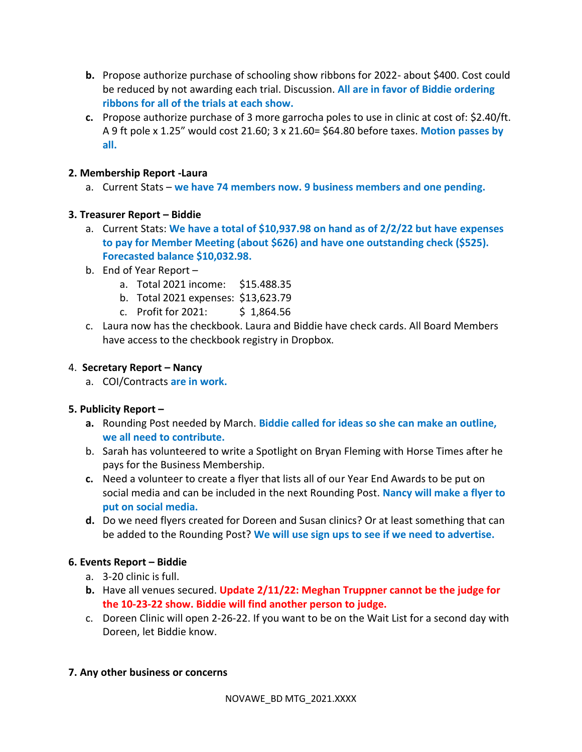b. Propose authorize purchase of schooling show ribbons for 2022- about $400. Cost could be reduced by not awarding each trial. Discussion. **All are in favor of Biddie ordering ribbons for all of the trials at each show.**

c. Propose authorize purchase of 3 more garrocha poles to use in clinic at cost of: $2.40/ft. A 9 ft pole x 1.25" would cost 21.60; 3 x 21.60= $64.80 before taxes. **Motion passes by all.**

**2. Membership Report -Laura**

a. Current Stats – **we have 74 members now. 9 business members and one pending.**

**3. Treasurer Report – Biddie**

a. Current Stats: **We have a total of $10,937.98 on hand as of 2/2/22 but have expenses to pay for Member Meeting (about $626) and have one outstanding check ($525). Forecasted balance $10,032.98.**

b. End of Year Report –
   a. Total 2021 income: $15.488.35
   b. Total 2021 expenses: $13,623.79
   c. Profit for 2021: $ 1,864.56

c. Laura now has the checkbook. Laura and Biddie have check cards. All Board Members have access to the checkbook registry in Dropbox.

4. **Secretary Report – Nancy**

a. COI/Contracts **are in work.**

**5. Publicity Report –**

a. Rounding Post needed by March. **Biddie called for ideas so she can make an outline, we all need to contribute.**

b. Sarah has volunteered to write a Spotlight on Bryan Fleming with Horse Times after he pays for the Business Membership.

c. Need a volunteer to create a flyer that lists all of our Year End Awards to be put on social media and can be included in the next Rounding Post. **Nancy will make a flyer to put on social media.**

d. Do we need flyers created for Doreen and Susan clinics? Or at least something that can be added to the Rounding Post? **We will use sign ups to see if we need to advertise.**

**6. Events Report – Biddie**

a. 3-20 clinic is full.

b. Have all venues secured. **Update 2/11/22: Meghan Truppner cannot be the judge for the 10-23-22 show. Biddie will find another person to judge.**

c. Doreen Clinic will open 2-26-22. If you want to be on the Wait List for a second day with Doreen, let Biddie know.

**7. Any other business or concerns**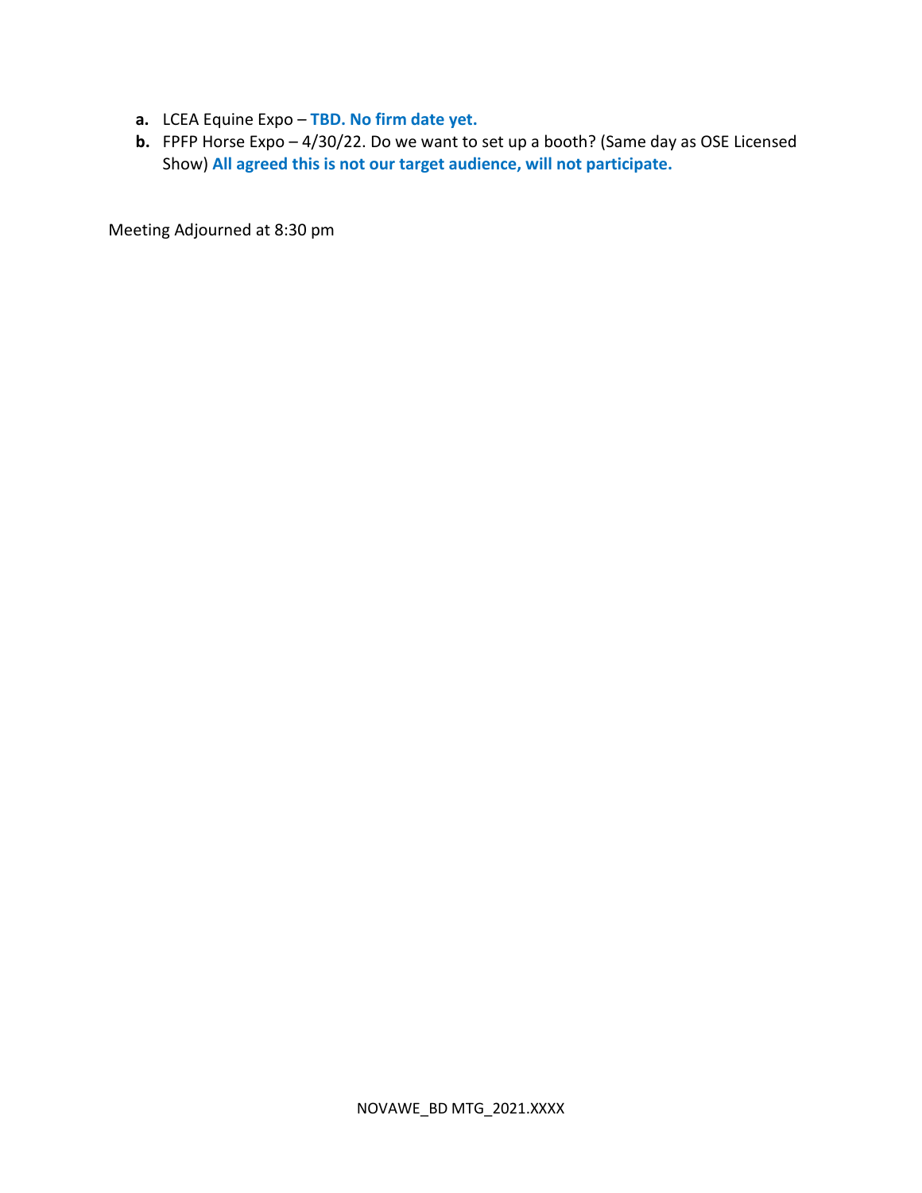**a.** LCEA Equine Expo – **TBD. No firm date yet.**

**b.** FPFP Horse Expo – 4/30/22. Do we want to set up a booth? (Same day as OSE Licensed Show) **All agreed this is not our target audience, will not participate.**

Meeting Adjourned at 8:30 pm